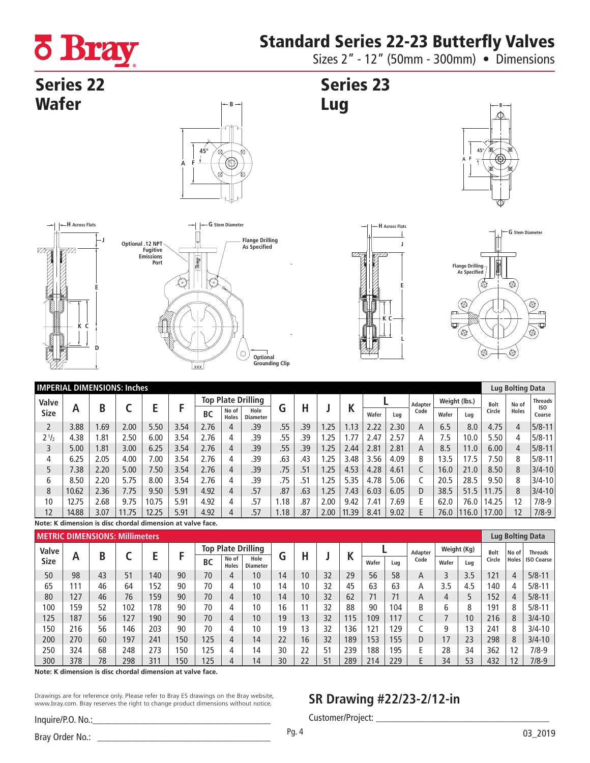# Standard Series 22-23 Butterfly Valves

Sizes 2" - 12" (50mm - 300mm) • Dimensions

## Series 22 Wafer

## Series 23 Lug

H Across Flats

G Stem Diameter

Optional .12 NPT Fugitive Emissions Port

Flange Drilling As Specified

Optional Grounding Clip

### IMPERIAL DIMENSIONS: Inches

| Valve Size | A | B | C | E | F | Top Plate Drilling | | | G | H | J | K | L | | Adapter Code | Weight (lbs.) | | Lug Bolting Data | | |
|---|---|---|---|---|---|---|---|---|---|---|---|---|---|---|---|---|---|---|---|---|
| | | | | | | BC | No of Holes | Hole Diameter | | | | | Wafer | Lug | | Wafer | Lug | Bolt Circle | No of Holes | Threads ISO Coarse |
| 2 | 3.88 | 1.69 | 2.00 | 5.50 | 3.54 | 2.76 | 4 | .39 | .55 | .39 | 1.25 | 1.13 | 2.22 | 2.30 | A | 6.5 | 8.0 | 4.75 | 4 | 5/8-11 |
| 2 1/2 | 4.38 | 1.81 | 2.50 | 6.00 | 3.54 | 2.76 | 4 | .39 | .55 | .39 | 1.25 | 1.77 | 2.47 | 2.57 | A | 7.5 | 10.0 | 5.50 | 4 | 5/8-11 |
| 3 | 5.00 | 1.81 | 3.00 | 6.25 | 3.54 | 2.76 | 4 | .39 | .55 | .39 | 1.25 | 2.44 | 2.81 | 2.81 | A | 8.5 | 11.0 | 6.00 | 4 | 5/8-11 |
| 4 | 6.25 | 2.05 | 4.00 | 7.00 | 3.54 | 2.76 | 4 | .39 | .63 | .43 | 1.25 | 3.48 | 3.56 | 4.09 | B | 13.5 | 17.5 | 7.50 | 8 | 5/8-11 |
| 5 | 7.38 | 2.20 | 5.00 | 7.50 | 3.54 | 2.76 | 4 | .39 | .75 | .51 | 1.25 | 4.53 | 4.28 | 4.61 | C | 16.0 | 21.0 | 8.50 | 8 | 3/4-10 |
| 6 | 8.50 | 2.20 | 5.75 | 8.00 | 3.54 | 2.76 | 4 | .39 | .75 | .51 | 1.25 | 5.35 | 4.78 | 5.06 | C | 20.5 | 28.5 | 9.50 | 8 | 3/4-10 |
| 8 | 10.62 | 2.36 | 7.75 | 9.50 | 5.91 | 4.92 | 4 | .57 | .87 | .63 | 1.25 | 7.43 | 6.03 | 6.05 | D | 38.5 | 51.5 | 11.75 | 8 | 3/4-10 |
| 10 | 12.75 | 2.68 | 9.75 | 10.75 | 5.91 | 4.92 | 4 | .57 | 1.18 | .87 | 2.00 | 9.42 | 7.41 | 7.69 | E | 62.0 | 76.0 | 14.25 | 12 | 7/8-9 |
| 12 | 14.88 | 3.07 | 11.75 | 12.25 | 5.91 | 4.92 | 4 | .57 | 1.18 | .87 | 2.00 | 11.39 | 8.41 | 9.02 | E | 76.0 | 116.0 | 17.00 | 12 | 7/8-9 |

**Note: K dimension is disc chordal dimension at valve face.**

### METRIC DIMENSIONS: Millimeters

| Valve Size | A | B | C | E | F | Top Plate Drilling | | | G | H | J | K | L | | Adapter Code | Weight (Kg) | | Lug Bolting Data | | |
|---|---|---|---|---|---|---|---|---|---|---|---|---|---|---|---|---|---|---|---|---|
| | | | | | | BC | No of Holes | Hole Diameter | | | | | Wafer | Lug | | Wafer | Lug | Bolt Circle | No of Holes | Threads ISO Coarse |
| 50 | 98 | 43 | 51 | 140 | 90 | 70 | 4 | 10 | 14 | 10 | 32 | 29 | 56 | 58 | A | 3 | 3.5 | 121 | 4 | 5/8-11 |
| 65 | 111 | 46 | 64 | 152 | 90 | 70 | 4 | 10 | 14 | 10 | 32 | 45 | 63 | 63 | A | 3.5 | 4.5 | 140 | 4 | 5/8-11 |
| 80 | 127 | 46 | 76 | 159 | 90 | 70 | 4 | 10 | 14 | 10 | 32 | 62 | 71 | 71 | A | 4 | 5 | 152 | 4 | 5/8-11 |
| 100 | 159 | 52 | 102 | 178 | 90 | 70 | 4 | 10 | 16 | 11 | 32 | 88 | 90 | 104 | B | 6 | 8 | 191 | 8 | 5/8-11 |
| 125 | 187 | 56 | 127 | 190 | 90 | 70 | 4 | 10 | 19 | 13 | 32 | 115 | 109 | 117 | C | 7 | 10 | 216 | 8 | 3/4-10 |
| 150 | 216 | 56 | 146 | 203 | 90 | 70 | 4 | 10 | 19 | 13 | 32 | 136 | 121 | 129 | C | 9 | 13 | 241 | 8 | 3/4-10 |
| 200 | 270 | 60 | 197 | 241 | 150 | 125 | 4 | 14 | 22 | 16 | 32 | 189 | 153 | 155 | D | 17 | 23 | 298 | 8 | 3/4-10 |
| 250 | 324 | 68 | 248 | 273 | 150 | 125 | 4 | 14 | 30 | 22 | 51 | 239 | 188 | 195 | E | 28 | 34 | 362 | 12 | 7/8-9 |
| 300 | 378 | 78 | 298 | 311 | 150 | 125 | 4 | 14 | 30 | 22 | 51 | 289 | 214 | 229 | E | 34 | 53 | 432 | 12 | 7/8-9 |

**Note: K dimension is disc chordal dimension at valve face.**

Drawings are for reference only. Please refer to Bray ES drawings on the Bray website, www.bray.com. Bray reserves the right to change product dimensions without notice.

## SR Drawing #22/23-2/12-in

Inquire/P.O. No.:\_\_\_\_\_\_\_\_\_\_\_\_\_\_\_\_\_\_\_\_

Customer/Project: \_\_\_\_\_\_\_\_\_\_\_\_\_\_\_\_\_\_\_\_

Bray Order No.: \_\_\_\_\_\_\_\_\_\_\_\_\_\_\_\_\_\_\_\_

03_2019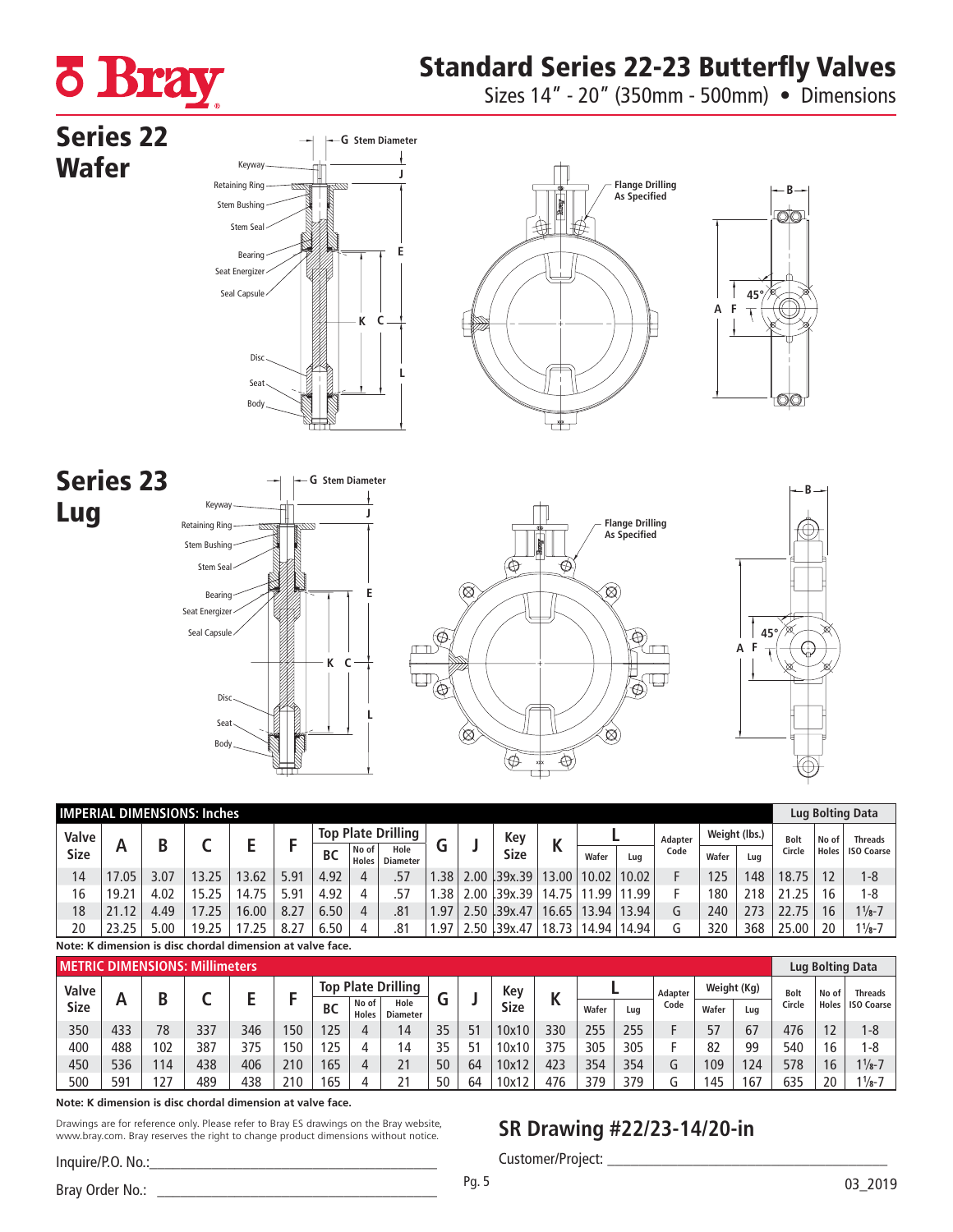# Standard Series 22-23 Butterfly Valves

Sizes 14" - 20" (350mm - 500mm) • Dimensions

## Series 22 Wafer

G Stem Diameter

Keyway
Retaining Ring
Stem Bushing
Stem Seal
Bearing
Seat Energizer
Seal Capsule
Disc
Seat
Body

J
E
K C
L

Flange Drilling As Specified

B
45°
A F

## Series 23 Lug

G Stem Diameter

Keyway
Retaining Ring
Stem Bushing
Stem Seal
Bearing
Seat Energizer
Seal Capsule
Disc
Seat
Body

J
E
K C
L

Flange Drilling As Specified

B
45°
A F

### IMPERIAL DIMENSIONS: Inches

| Valve Size | A | B | C | E | F | Top Plate Drilling | | | G | J | Key Size | K | L | | Adapter Code | Weight (lbs.) | | Lug Bolting Data | | |
|---|---|---|---|---|---|---|---|---|---|---|---|---|---|---|---|---|---|---|---|---|
| | | | | | | BC | No of Holes | Hole Diameter | | | | | Wafer | Lug | | Wafer | Lug | Bolt Circle | No of Holes | Threads ISO Coarse |
| 14 | 17.05 | 3.07 | 13.25 | 13.62 | 5.91 | 4.92 | 4 | .57 | 1.38 | 2.00 | .39x.39 | 13.00 | 10.02 | 10.02 | F | 125 | 148 | 18.75 | 12 | 1-8 |
| 16 | 19.21 | 4.02 | 15.25 | 14.75 | 5.91 | 4.92 | 4 | .57 | 1.38 | 2.00 | .39x.39 | 14.75 | 11.99 | 11.99 | F | 180 | 218 | 21.25 | 16 | 1-8 |
| 18 | 21.12 | 4.49 | 17.25 | 16.00 | 8.27 | 6.50 | 4 | .81 | 1.97 | 2.50 | .39x.47 | 16.65 | 13.94 | 13.94 | G | 240 | 273 | 22.75 | 16 | 1⅛-7 |
| 20 | 23.25 | 5.00 | 19.25 | 17.25 | 8.27 | 6.50 | 4 | .81 | 1.97 | 2.50 | .39x.47 | 18.73 | 14.94 | 14.94 | G | 320 | 368 | 25.00 | 20 | 1⅛-7 |

**Note: K dimension is disc chordal dimension at valve face.**

### METRIC DIMENSIONS: Millimeters

| Valve Size | A | B | C | E | F | Top Plate Drilling | | | G | J | Key Size | K | L | | Adapter Code | Weight (Kg) | | Lug Bolting Data | | |
|---|---|---|---|---|---|---|---|---|---|---|---|---|---|---|---|---|---|---|---|---|
| | | | | | | BC | No of Holes | Hole Diameter | | | | | Wafer | Lug | | Wafer | Lug | Bolt Circle | No of Holes | Threads ISO Coarse |
| 350 | 433 | 78 | 337 | 346 | 150 | 125 | 4 | 14 | 35 | 51 | 10x10 | 330 | 255 | 255 | F | 57 | 67 | 476 | 12 | 1-8 |
| 400 | 488 | 102 | 387 | 375 | 150 | 125 | 4 | 14 | 35 | 51 | 10x10 | 375 | 305 | 305 | F | 82 | 99 | 540 | 16 | 1-8 |
| 450 | 536 | 114 | 438 | 406 | 210 | 165 | 4 | 21 | 50 | 64 | 10x12 | 423 | 354 | 354 | G | 109 | 124 | 578 | 16 | 1⅛-7 |
| 500 | 591 | 127 | 489 | 438 | 210 | 165 | 4 | 21 | 50 | 64 | 10x12 | 476 | 379 | 379 | G | 145 | 167 | 635 | 20 | 1⅛-7 |

**Note: K dimension is disc chordal dimension at valve face.**

Drawings are for reference only. Please refer to Bray ES drawings on the Bray website, www.bray.com. Bray reserves the right to change product dimensions without notice.

## SR Drawing #22/23-14/20-in

Inquire/P.O. No.:_______________________

Customer/Project: _______________________

Bray Order No.: _______________________

03_2019